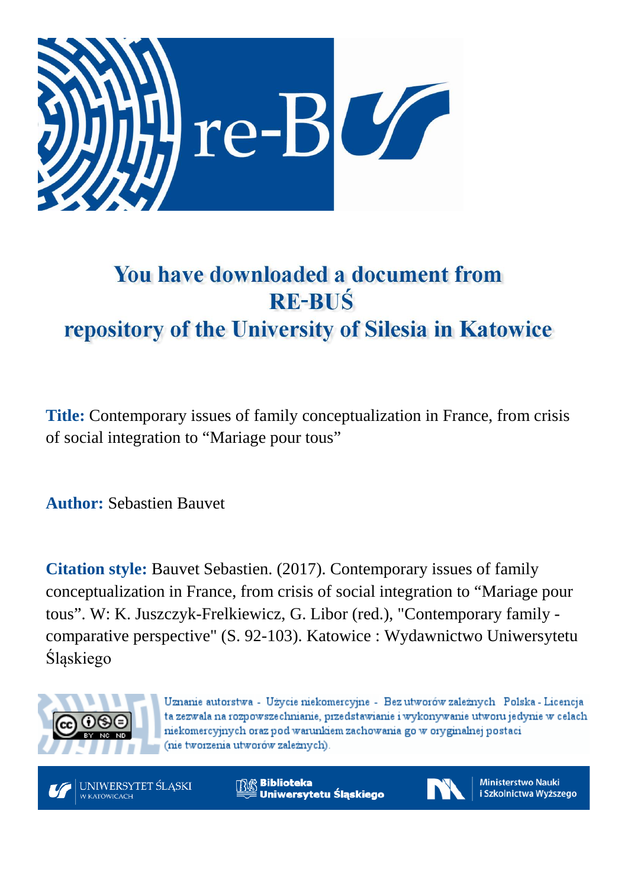# You have downloaded a document from RE-BUŚ repository of the University of Silesia in Katowice

**Title:** Contemporary issues of family conceptualization in France, from crisis of social integration to “Mariage pour tous”

**Author:** Sebastien Bauvet

**Citation style:** Bauvet Sebastien. (2017). Contemporary issues of family conceptualization in France, from crisis of social integration to “Mariage pour tous”. W: K. Juszczyk-Frelkiewicz, G. Libor (red.), "Contemporary family - comparative perspective" (S. 92-103). Katowice : Wydawnictwo Uniwersytetu Śląskiego

Uznanie autorstwa - Użycie niekomercyjne - Bez utworów zależnych Polska - Licencja ta zezwala na rozpowszechnianie, przedstawianie i wykonywanie utworu jedynie w celach niekomercyjnych oraz pod warunkiem zachowania go w oryginalnej postaci (nie tworzenia utworów zależnych).

UNIWERSYTET ŚLĄSKI W KATOWICACH

Biblioteka Uniwersytetu Śląskiego

Ministerstwo Nauki i Szkolnictwa Wyższego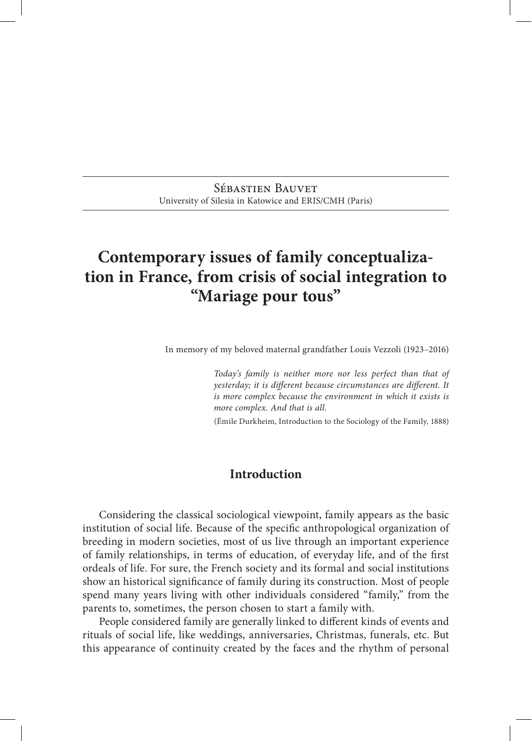Sébastien Bauvet
University of Silesia in Katowice and ERIS/CMH (Paris)

# Contemporary issues of family conceptualization in France, from crisis of social integration to "Mariage pour tous"

In memory of my beloved maternal grandfather Louis Vezzoli (1923–2016)

> *Today's family is neither more nor less perfect than that of yesterday; it is different because circumstances are different. It is more complex because the environment in which it exists is more complex. And that is all.*
>
> (Émile Durkheim, Introduction to the Sociology of the Family, 1888)

## Introduction

Considering the classical sociological viewpoint, family appears as the basic institution of social life. Because of the specific anthropological organization of breeding in modern societies, most of us live through an important experience of family relationships, in terms of education, of everyday life, and of the first ordeals of life. For sure, the French society and its formal and social institutions show an historical significance of family during its construction. Most of people spend many years living with other individuals considered "family," from the parents to, sometimes, the person chosen to start a family with.

People considered family are generally linked to different kinds of events and rituals of social life, like weddings, anniversaries, Christmas, funerals, etc. But this appearance of continuity created by the faces and the rhythm of personal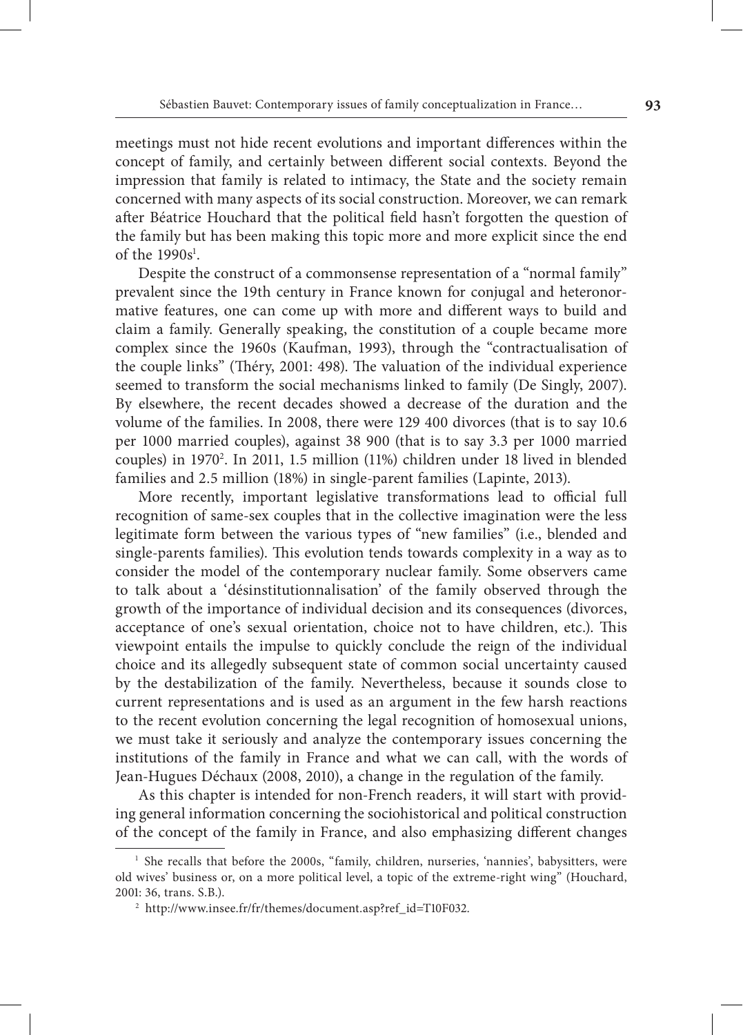meetings must not hide recent evolutions and important differences within the concept of family, and certainly between different social contexts. Beyond the impression that family is related to intimacy, the State and the society remain concerned with many aspects of its social construction. Moreover, we can remark after Béatrice Houchard that the political field hasn't forgotten the question of the family but has been making this topic more and more explicit since the end of the 1990s[1].

Despite the construct of a commonsense representation of a "normal family" prevalent since the 19th century in France known for conjugal and heteronormative features, one can come up with more and different ways to build and claim a family. Generally speaking, the constitution of a couple became more complex since the 1960s (Kaufman, 1993), through the "contractualisation of the couple links" (Théry, 2001: 498). The valuation of the individual experience seemed to transform the social mechanisms linked to family (De Singly, 2007). By elsewhere, the recent decades showed a decrease of the duration and the volume of the families. In 2008, there were 129 400 divorces (that is to say 10.6 per 1000 married couples), against 38 900 (that is to say 3.3 per 1000 married couples) in 1970[2]. In 2011, 1.5 million (11%) children under 18 lived in blended families and 2.5 million (18%) in single-parent families (Lapinte, 2013).

More recently, important legislative transformations lead to official full recognition of same-sex couples that in the collective imagination were the less legitimate form between the various types of "new families" (i.e., blended and single-parents families). This evolution tends towards complexity in a way as to consider the model of the contemporary nuclear family. Some observers came to talk about a 'désinstitutionnalisation' of the family observed through the growth of the importance of individual decision and its consequences (divorces, acceptance of one's sexual orientation, choice not to have children, etc.). This viewpoint entails the impulse to quickly conclude the reign of the individual choice and its allegedly subsequent state of common social uncertainty caused by the destabilization of the family. Nevertheless, because it sounds close to current representations and is used as an argument in the few harsh reactions to the recent evolution concerning the legal recognition of homosexual unions, we must take it seriously and analyze the contemporary issues concerning the institutions of the family in France and what we can call, with the words of Jean-Hugues Déchaux (2008, 2010), a change in the regulation of the family.

As this chapter is intended for non-French readers, it will start with providing general information concerning the sociohistorical and political construction of the concept of the family in France, and also emphasizing different changes

[1] She recalls that before the 2000s, "family, children, nurseries, 'nannies', babysitters, were old wives' business or, on a more political level, a topic of the extreme-right wing" (Houchard, 2001: 36, trans. S.B.).

[2] http://www.insee.fr/fr/themes/document.asp?ref_id=T10F032.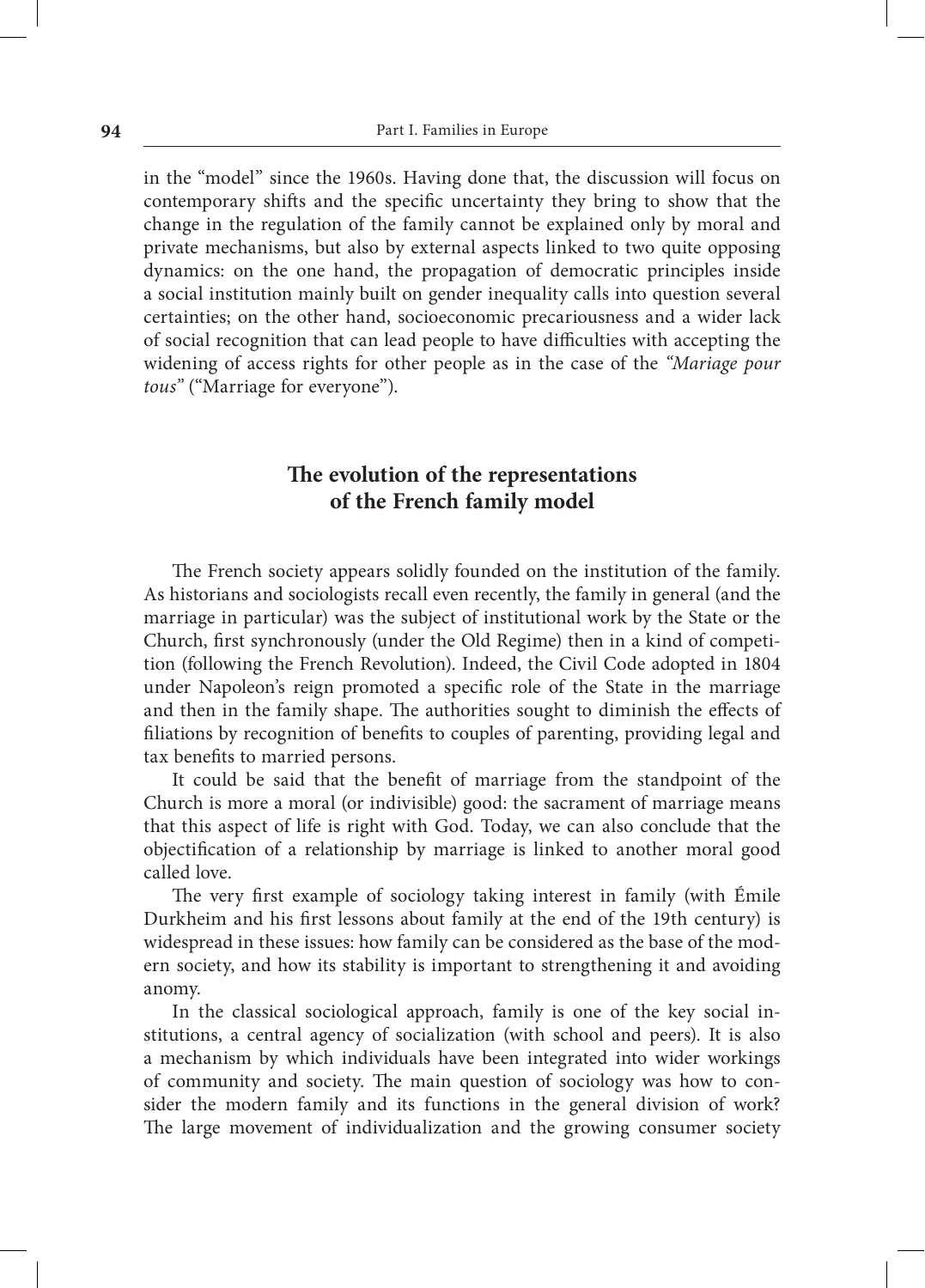in the "model" since the 1960s. Having done that, the discussion will focus on contemporary shifts and the specific uncertainty they bring to show that the change in the regulation of the family cannot be explained only by moral and private mechanisms, but also by external aspects linked to two quite opposing dynamics: on the one hand, the propagation of democratic principles inside a social institution mainly built on gender inequality calls into question several certainties; on the other hand, socioeconomic precariousness and a wider lack of social recognition that can lead people to have difficulties with accepting the widening of access rights for other people as in the case of the *"Mariage pour tous"* ("Marriage for everyone").

## The evolution of the representations of the French family model

The French society appears solidly founded on the institution of the family. As historians and sociologists recall even recently, the family in general (and the marriage in particular) was the subject of institutional work by the State or the Church, first synchronously (under the Old Regime) then in a kind of competition (following the French Revolution). Indeed, the Civil Code adopted in 1804 under Napoleon's reign promoted a specific role of the State in the marriage and then in the family shape. The authorities sought to diminish the effects of filiations by recognition of benefits to couples of parenting, providing legal and tax benefits to married persons.

It could be said that the benefit of marriage from the standpoint of the Church is more a moral (or indivisible) good: the sacrament of marriage means that this aspect of life is right with God. Today, we can also conclude that the objectification of a relationship by marriage is linked to another moral good called love.

The very first example of sociology taking interest in family (with Émile Durkheim and his first lessons about family at the end of the 19th century) is widespread in these issues: how family can be considered as the base of the modern society, and how its stability is important to strengthening it and avoiding anomy.

In the classical sociological approach, family is one of the key social institutions, a central agency of socialization (with school and peers). It is also a mechanism by which individuals have been integrated into wider workings of community and society. The main question of sociology was how to consider the modern family and its functions in the general division of work? The large movement of individualization and the growing consumer society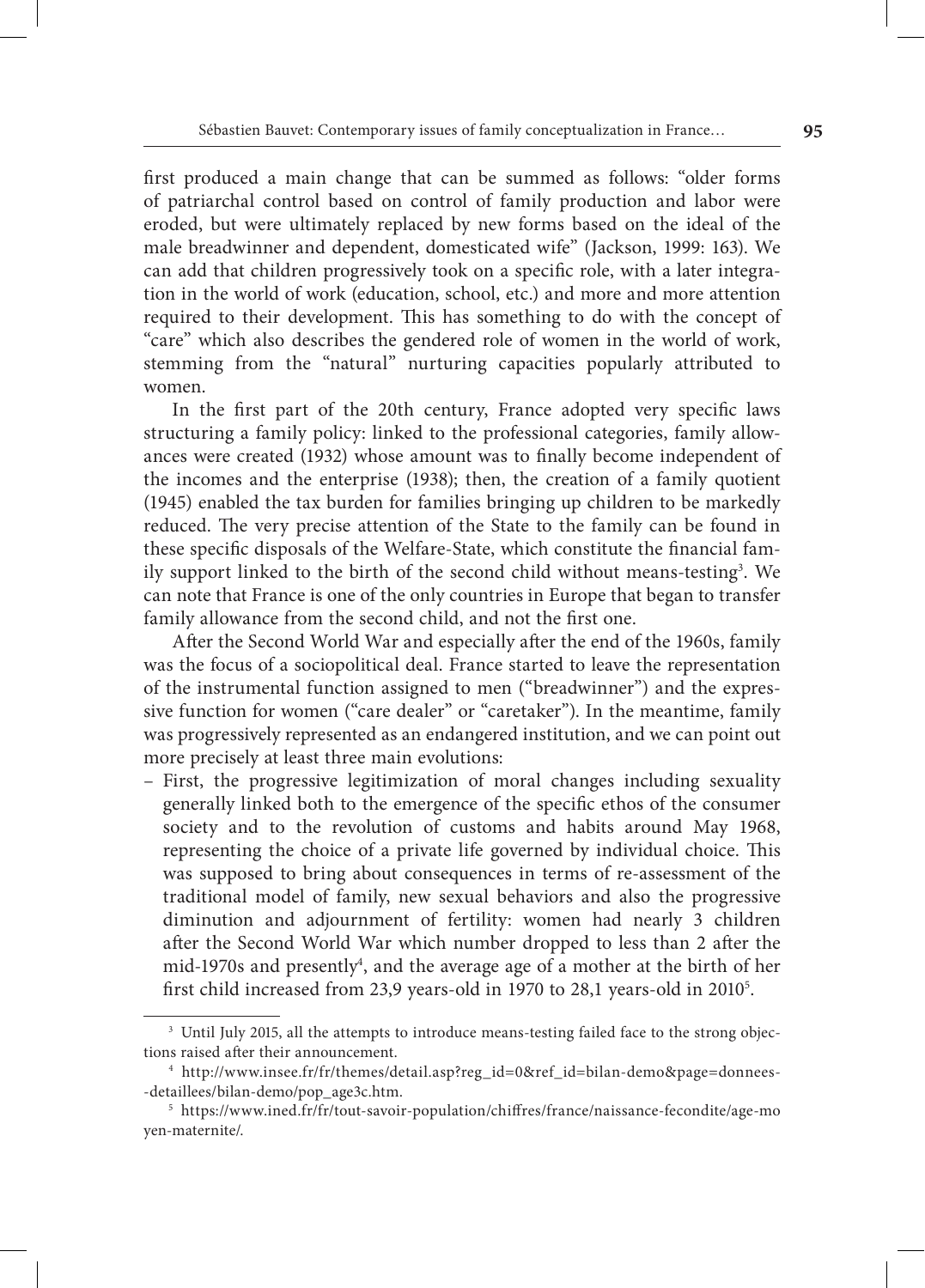first produced a main change that can be summed as follows: "older forms of patriarchal control based on control of family production and labor were eroded, but were ultimately replaced by new forms based on the ideal of the male breadwinner and dependent, domesticated wife" (Jackson, 1999: 163). We can add that children progressively took on a specific role, with a later integration in the world of work (education, school, etc.) and more and more attention required to their development. This has something to do with the concept of "care" which also describes the gendered role of women in the world of work, stemming from the "natural" nurturing capacities popularly attributed to women.

In the first part of the 20th century, France adopted very specific laws structuring a family policy: linked to the professional categories, family allowances were created (1932) whose amount was to finally become independent of the incomes and the enterprise (1938); then, the creation of a family quotient (1945) enabled the tax burden for families bringing up children to be markedly reduced. The very precise attention of the State to the family can be found in these specific disposals of the Welfare-State, which constitute the financial family support linked to the birth of the second child without means-testing[3]. We can note that France is one of the only countries in Europe that began to transfer family allowance from the second child, and not the first one.

After the Second World War and especially after the end of the 1960s, family was the focus of a sociopolitical deal. France started to leave the representation of the instrumental function assigned to men ("breadwinner") and the expressive function for women ("care dealer" or "caretaker"). In the meantime, family was progressively represented as an endangered institution, and we can point out more precisely at least three main evolutions:

- First, the progressive legitimization of moral changes including sexuality generally linked both to the emergence of the specific ethos of the consumer society and to the revolution of customs and habits around May 1968, representing the choice of a private life governed by individual choice. This was supposed to bring about consequences in terms of re-assessment of the traditional model of family, new sexual behaviors and also the progressive diminution and adjournment of fertility: women had nearly 3 children after the Second World War which number dropped to less than 2 after the mid-1970s and presently[4], and the average age of a mother at the birth of her first child increased from 23,9 years-old in 1970 to 28,1 years-old in 2010[5].

---

[3] Until July 2015, all the attempts to introduce means-testing failed face to the strong objections raised after their announcement.

[4] http://www.insee.fr/fr/themes/detail.asp?reg_id=0&ref_id=bilan-demo&page=donnees--detaillees/bilan-demo/pop_age3c.htm.

[5] https://www.ined.fr/fr/tout-savoir-population/chiffres/france/naissance-fecondite/age-moyen-maternite/.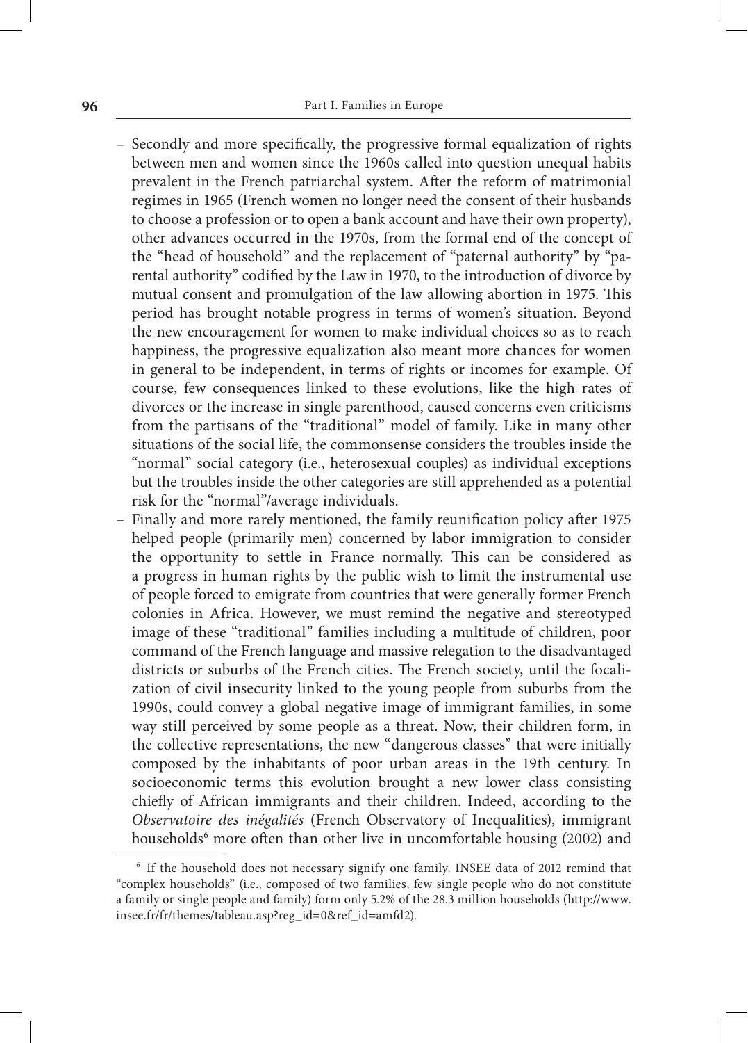- Secondly and more specifically, the progressive formal equalization of rights between men and women since the 1960s called into question unequal habits prevalent in the French patriarchal system. After the reform of matrimonial regimes in 1965 (French women no longer need the consent of their husbands to choose a profession or to open a bank account and have their own property), other advances occurred in the 1970s, from the formal end of the concept of the "head of household" and the replacement of "paternal authority" by "parental authority" codified by the Law in 1970, to the introduction of divorce by mutual consent and promulgation of the law allowing abortion in 1975. This period has brought notable progress in terms of women's situation. Beyond the new encouragement for women to make individual choices so as to reach happiness, the progressive equalization also meant more chances for women in general to be independent, in terms of rights or incomes for example. Of course, few consequences linked to these evolutions, like the high rates of divorces or the increase in single parenthood, caused concerns even criticisms from the partisans of the "traditional" model of family. Like in many other situations of the social life, the commonsense considers the troubles inside the "normal" social category (i.e., heterosexual couples) as individual exceptions but the troubles inside the other categories are still apprehended as a potential risk for the "normal"/average individuals.
- Finally and more rarely mentioned, the family reunification policy after 1975 helped people (primarily men) concerned by labor immigration to consider the opportunity to settle in France normally. This can be considered as a progress in human rights by the public wish to limit the instrumental use of people forced to emigrate from countries that were generally former French colonies in Africa. However, we must remind the negative and stereotyped image of these "traditional" families including a multitude of children, poor command of the French language and massive relegation to the disadvantaged districts or suburbs of the French cities. The French society, until the focalization of civil insecurity linked to the young people from suburbs from the 1990s, could convey a global negative image of immigrant families, in some way still perceived by some people as a threat. Now, their children form, in the collective representations, the new "dangerous classes" that were initially composed by the inhabitants of poor urban areas in the 19th century. In socioeconomic terms this evolution brought a new lower class consisting chiefly of African immigrants and their children. Indeed, according to the *Observatoire des inégalités* (French Observatory of Inequalities), immigrant households[6] more often than other live in uncomfortable housing (2002) and

---

[6] If the household does not necessary signify one family, INSEE data of 2012 remind that "complex households" (i.e., composed of two families, few single people who do not constitute a family or single people and family) form only 5.2% of the 28.3 million households (http://www.insee.fr/fr/themes/tableau.asp?reg_id=0&ref_id=amfd2).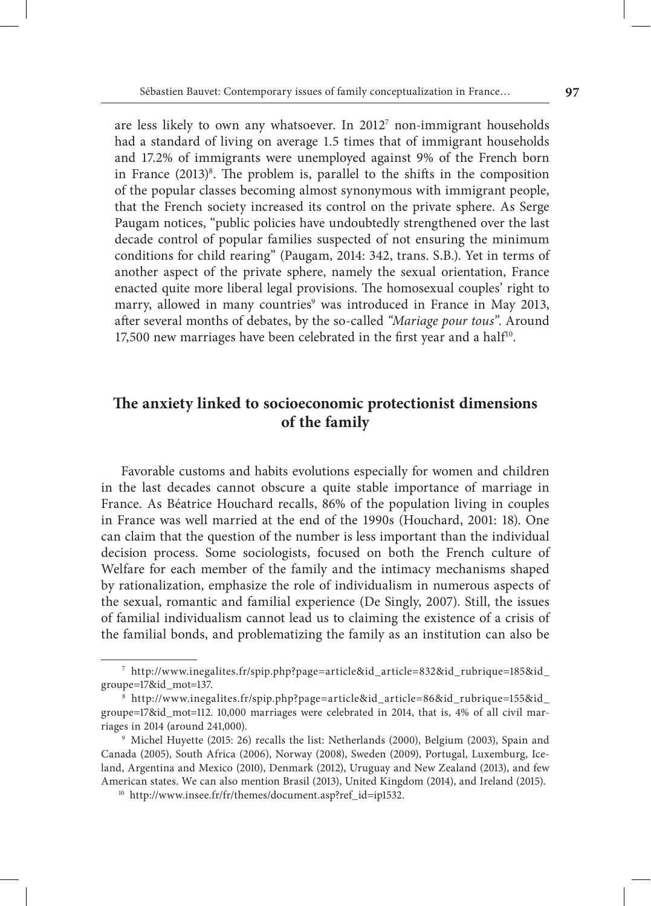are less likely to own any whatsoever. In 2012[7] non-immigrant households had a standard of living on average 1.5 times that of immigrant households and 17.2% of immigrants were unemployed against 9% of the French born in France (2013)[8]. The problem is, parallel to the shifts in the composition of the popular classes becoming almost synonymous with immigrant people, that the French society increased its control on the private sphere. As Serge Paugam notices, "public policies have undoubtedly strengthened over the last decade control of popular families suspected of not ensuring the minimum conditions for child rearing" (Paugam, 2014: 342, trans. S.B.). Yet in terms of another aspect of the private sphere, namely the sexual orientation, France enacted quite more liberal legal provisions. The homosexual couples' right to marry, allowed in many countries[9] was introduced in France in May 2013, after several months of debates, by the so-called *"Mariage pour tous"*. Around 17,500 new marriages have been celebrated in the first year and a half[10].

## The anxiety linked to socioeconomic protectionist dimensions of the family

Favorable customs and habits evolutions especially for women and children in the last decades cannot obscure a quite stable importance of marriage in France. As Béatrice Houchard recalls, 86% of the population living in couples in France was well married at the end of the 1990s (Houchard, 2001: 18). One can claim that the question of the number is less important than the individual decision process. Some sociologists, focused on both the French culture of Welfare for each member of the family and the intimacy mechanisms shaped by rationalization, emphasize the role of individualism in numerous aspects of the sexual, romantic and familial experience (De Singly, 2007). Still, the issues of familial individualism cannot lead us to claiming the existence of a crisis of the familial bonds, and problematizing the family as an institution can also be

---

[7] http://www.inegalites.fr/spip.php?page=article&id_article=832&id_rubrique=185&id_groupe=17&id_mot=137.

[8] http://www.inegalites.fr/spip.php?page=article&id_article=86&id_rubrique=155&id_groupe=17&id_mot=112. 10,000 marriages were celebrated in 2014, that is, 4% of all civil marriages in 2014 (around 241,000).

[9] Michel Huyette (2015: 26) recalls the list: Netherlands (2000), Belgium (2003), Spain and Canada (2005), South Africa (2006), Norway (2008), Sweden (2009), Portugal, Luxemburg, Iceland, Argentina and Mexico (2010), Denmark (2012), Uruguay and New Zealand (2013), and few American states. We can also mention Brasil (2013), United Kingdom (2014), and Ireland (2015).

[10] http://www.insee.fr/fr/themes/document.asp?ref_id=ip1532.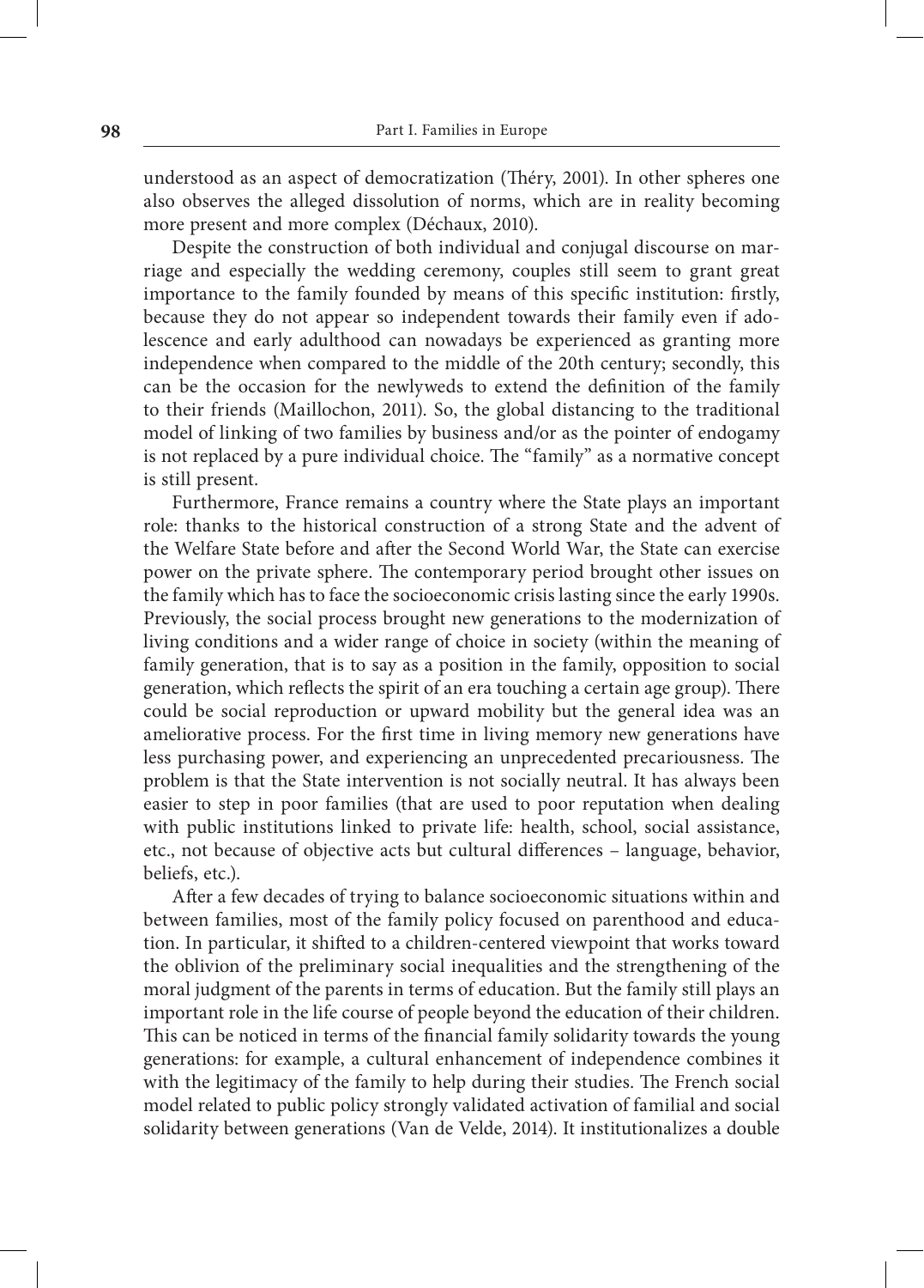understood as an aspect of democratization (Théry, 2001). In other spheres one also observes the alleged dissolution of norms, which are in reality becoming more present and more complex (Déchaux, 2010).

Despite the construction of both individual and conjugal discourse on marriage and especially the wedding ceremony, couples still seem to grant great importance to the family founded by means of this specific institution: firstly, because they do not appear so independent towards their family even if adolescence and early adulthood can nowadays be experienced as granting more independence when compared to the middle of the 20th century; secondly, this can be the occasion for the newlyweds to extend the definition of the family to their friends (Maillochon, 2011). So, the global distancing to the traditional model of linking of two families by business and/or as the pointer of endogamy is not replaced by a pure individual choice. The "family" as a normative concept is still present.

Furthermore, France remains a country where the State plays an important role: thanks to the historical construction of a strong State and the advent of the Welfare State before and after the Second World War, the State can exercise power on the private sphere. The contemporary period brought other issues on the family which has to face the socioeconomic crisis lasting since the early 1990s. Previously, the social process brought new generations to the modernization of living conditions and a wider range of choice in society (within the meaning of family generation, that is to say as a position in the family, opposition to social generation, which reflects the spirit of an era touching a certain age group). There could be social reproduction or upward mobility but the general idea was an ameliorative process. For the first time in living memory new generations have less purchasing power, and experiencing an unprecedented precariousness. The problem is that the State intervention is not socially neutral. It has always been easier to step in poor families (that are used to poor reputation when dealing with public institutions linked to private life: health, school, social assistance, etc., not because of objective acts but cultural differences – language, behavior, beliefs, etc.).

After a few decades of trying to balance socioeconomic situations within and between families, most of the family policy focused on parenthood and education. In particular, it shifted to a children-centered viewpoint that works toward the oblivion of the preliminary social inequalities and the strengthening of the moral judgment of the parents in terms of education. But the family still plays an important role in the life course of people beyond the education of their children. This can be noticed in terms of the financial family solidarity towards the young generations: for example, a cultural enhancement of independence combines it with the legitimacy of the family to help during their studies. The French social model related to public policy strongly validated activation of familial and social solidarity between generations (Van de Velde, 2014). It institutionalizes a double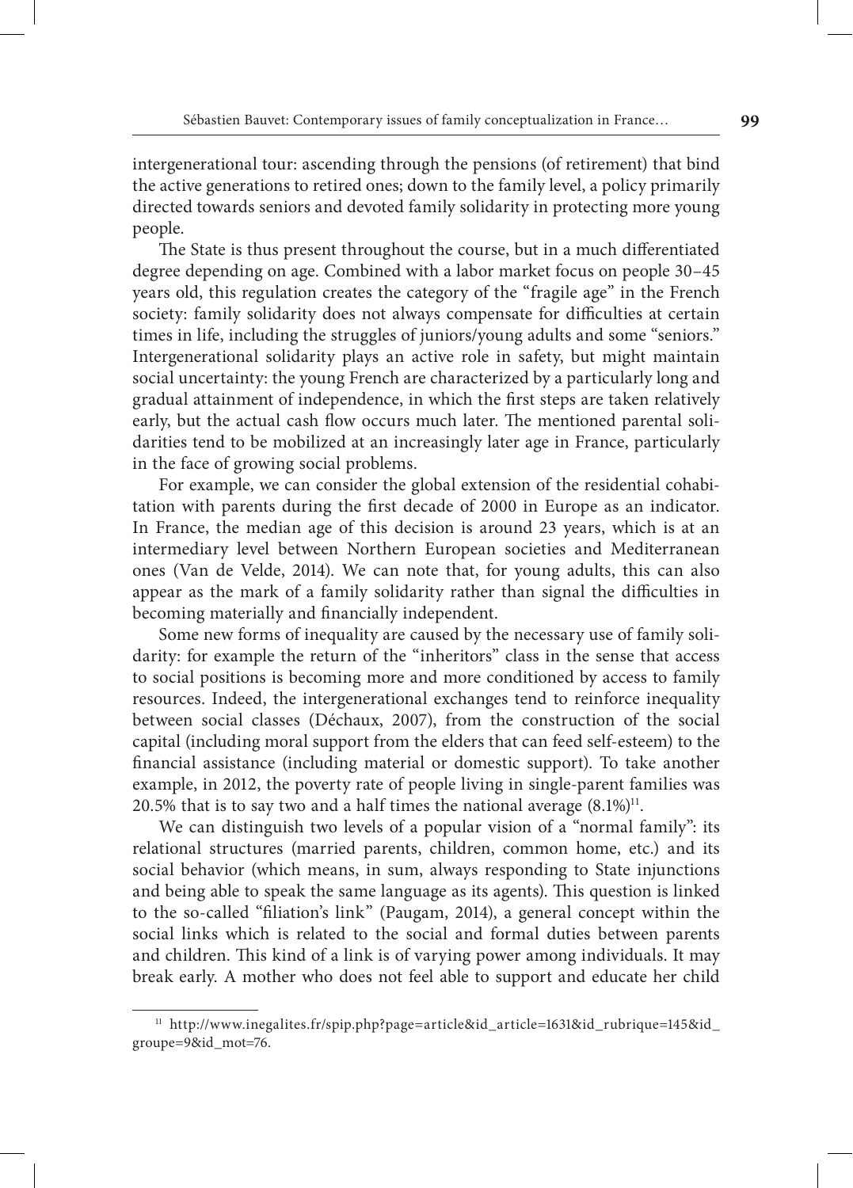intergenerational tour: ascending through the pensions (of retirement) that bind the active generations to retired ones; down to the family level, a policy primarily directed towards seniors and devoted family solidarity in protecting more young people.

The State is thus present throughout the course, but in a much differentiated degree depending on age. Combined with a labor market focus on people 30–45 years old, this regulation creates the category of the "fragile age" in the French society: family solidarity does not always compensate for difficulties at certain times in life, including the struggles of juniors/young adults and some "seniors." Intergenerational solidarity plays an active role in safety, but might maintain social uncertainty: the young French are characterized by a particularly long and gradual attainment of independence, in which the first steps are taken relatively early, but the actual cash flow occurs much later. The mentioned parental solidarities tend to be mobilized at an increasingly later age in France, particularly in the face of growing social problems.

For example, we can consider the global extension of the residential cohabitation with parents during the first decade of 2000 in Europe as an indicator. In France, the median age of this decision is around 23 years, which is at an intermediary level between Northern European societies and Mediterranean ones (Van de Velde, 2014). We can note that, for young adults, this can also appear as the mark of a family solidarity rather than signal the difficulties in becoming materially and financially independent.

Some new forms of inequality are caused by the necessary use of family solidarity: for example the return of the "inheritors" class in the sense that access to social positions is becoming more and more conditioned by access to family resources. Indeed, the intergenerational exchanges tend to reinforce inequality between social classes (Déchaux, 2007), from the construction of the social capital (including moral support from the elders that can feed self-esteem) to the financial assistance (including material or domestic support). To take another example, in 2012, the poverty rate of people living in single-parent families was 20.5% that is to say two and a half times the national average (8.1%)[11].

We can distinguish two levels of a popular vision of a "normal family": its relational structures (married parents, children, common home, etc.) and its social behavior (which means, in sum, always responding to State injunctions and being able to speak the same language as its agents). This question is linked to the so-called "filiation's link" (Paugam, 2014), a general concept within the social links which is related to the social and formal duties between parents and children. This kind of a link is of varying power among individuals. It may break early. A mother who does not feel able to support and educate her child

[11] http://www.inegalites.fr/spip.php?page=article&id_article=1631&id_rubrique=145&id_groupe=9&id_mot=76.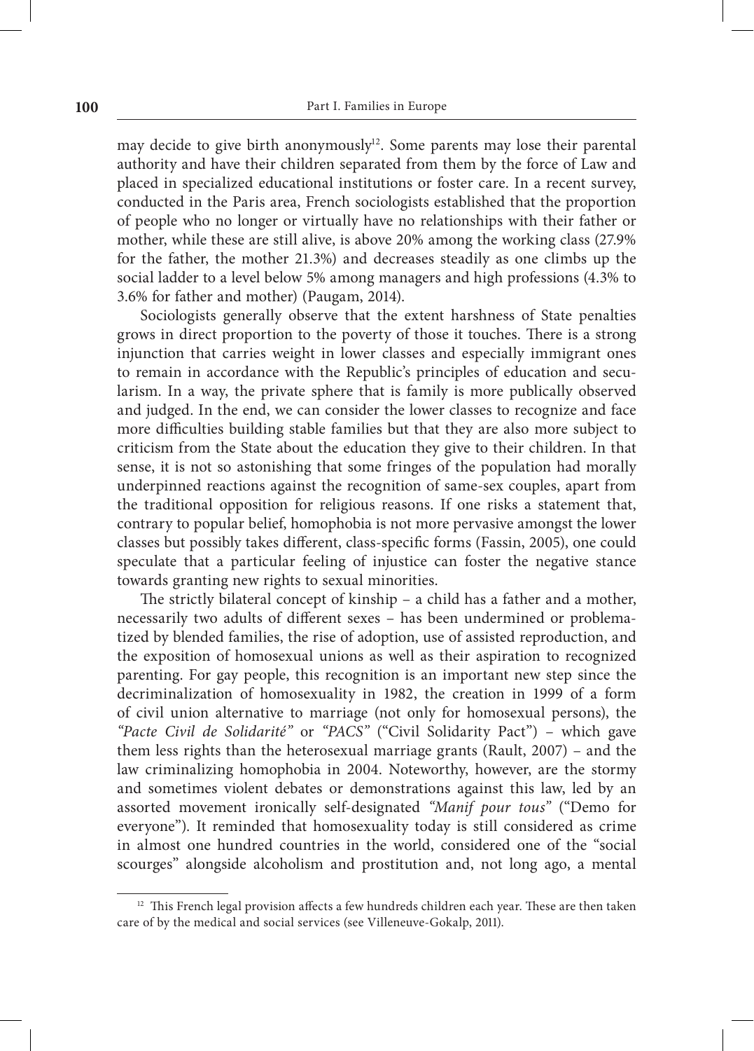may decide to give birth anonymously[12]. Some parents may lose their parental authority and have their children separated from them by the force of Law and placed in specialized educational institutions or foster care. In a recent survey, conducted in the Paris area, French sociologists established that the proportion of people who no longer or virtually have no relationships with their father or mother, while these are still alive, is above 20% among the working class (27.9% for the father, the mother 21.3%) and decreases steadily as one climbs up the social ladder to a level below 5% among managers and high professions (4.3% to 3.6% for father and mother) (Paugam, 2014).

Sociologists generally observe that the extent harshness of State penalties grows in direct proportion to the poverty of those it touches. There is a strong injunction that carries weight in lower classes and especially immigrant ones to remain in accordance with the Republic's principles of education and secularism. In a way, the private sphere that is family is more publically observed and judged. In the end, we can consider the lower classes to recognize and face more difficulties building stable families but that they are also more subject to criticism from the State about the education they give to their children. In that sense, it is not so astonishing that some fringes of the population had morally underpinned reactions against the recognition of same-sex couples, apart from the traditional opposition for religious reasons. If one risks a statement that, contrary to popular belief, homophobia is not more pervasive amongst the lower classes but possibly takes different, class-specific forms (Fassin, 2005), one could speculate that a particular feeling of injustice can foster the negative stance towards granting new rights to sexual minorities.

The strictly bilateral concept of kinship – a child has a father and a mother, necessarily two adults of different sexes – has been undermined or problematized by blended families, the rise of adoption, use of assisted reproduction, and the exposition of homosexual unions as well as their aspiration to recognized parenting. For gay people, this recognition is an important new step since the decriminalization of homosexuality in 1982, the creation in 1999 of a form of civil union alternative to marriage (not only for homosexual persons), the *"Pacte Civil de Solidarité"* or *"PACS"* ("Civil Solidarity Pact") – which gave them less rights than the heterosexual marriage grants (Rault, 2007) – and the law criminalizing homophobia in 2004. Noteworthy, however, are the stormy and sometimes violent debates or demonstrations against this law, led by an assorted movement ironically self-designated *"Manif pour tous"* ("Demo for everyone"). It reminded that homosexuality today is still considered as crime in almost one hundred countries in the world, considered one of the "social scourges" alongside alcoholism and prostitution and, not long ago, a mental

[12] This French legal provision affects a few hundreds children each year. These are then taken care of by the medical and social services (see Villeneuve-Gokalp, 2011).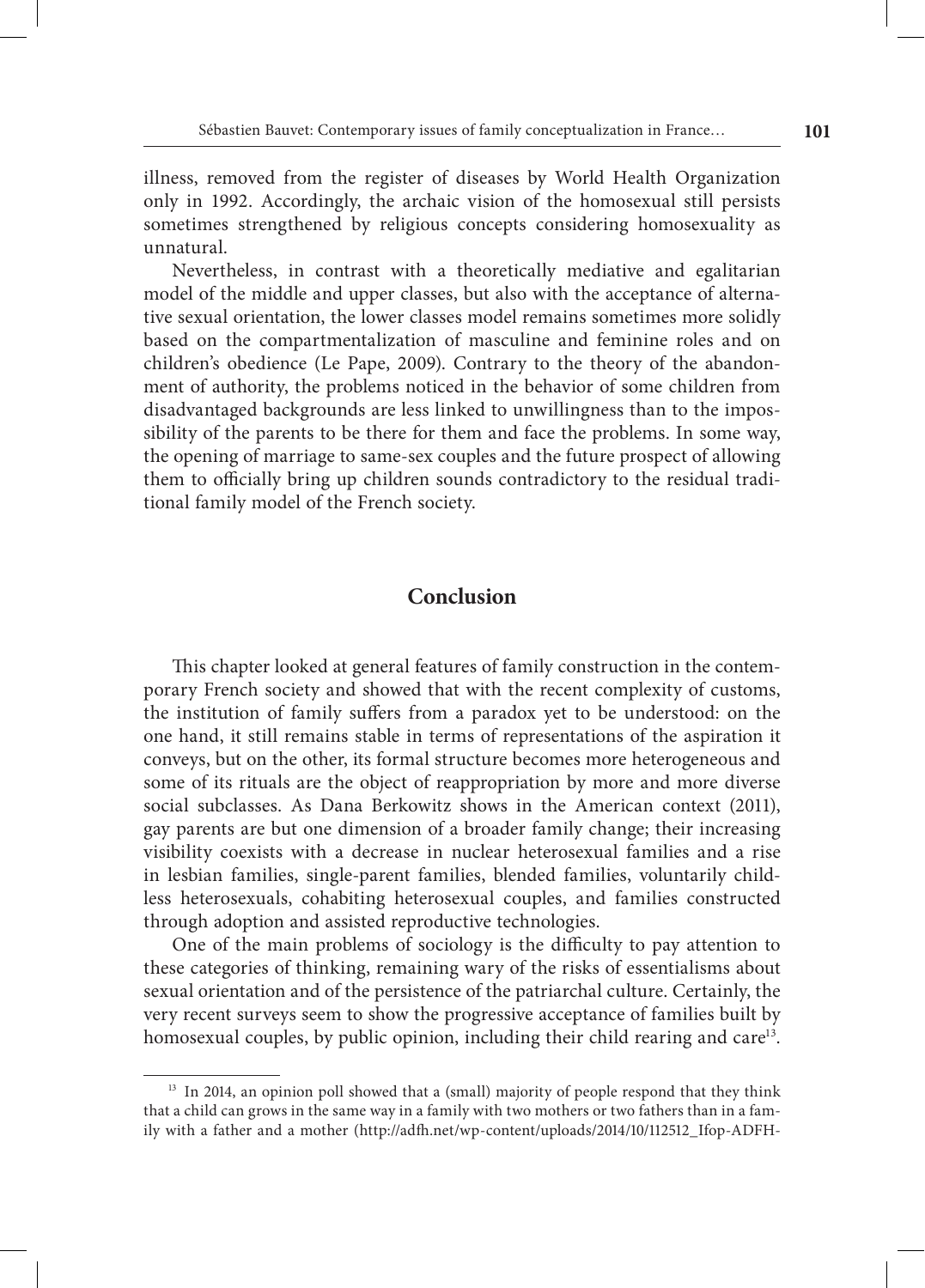illness, removed from the register of diseases by World Health Organization only in 1992. Accordingly, the archaic vision of the homosexual still persists sometimes strengthened by religious concepts considering homosexuality as unnatural.

Nevertheless, in contrast with a theoretically mediative and egalitarian model of the middle and upper classes, but also with the acceptance of alternative sexual orientation, the lower classes model remains sometimes more solidly based on the compartmentalization of masculine and feminine roles and on children's obedience (Le Pape, 2009). Contrary to the theory of the abandonment of authority, the problems noticed in the behavior of some children from disadvantaged backgrounds are less linked to unwillingness than to the impossibility of the parents to be there for them and face the problems. In some way, the opening of marriage to same-sex couples and the future prospect of allowing them to officially bring up children sounds contradictory to the residual traditional family model of the French society.

## Conclusion

This chapter looked at general features of family construction in the contemporary French society and showed that with the recent complexity of customs, the institution of family suffers from a paradox yet to be understood: on the one hand, it still remains stable in terms of representations of the aspiration it conveys, but on the other, its formal structure becomes more heterogeneous and some of its rituals are the object of reappropriation by more and more diverse social subclasses. As Dana Berkowitz shows in the American context (2011), gay parents are but one dimension of a broader family change; their increasing visibility coexists with a decrease in nuclear heterosexual families and a rise in lesbian families, single-parent families, blended families, voluntarily childless heterosexuals, cohabiting heterosexual couples, and families constructed through adoption and assisted reproductive technologies.

One of the main problems of sociology is the difficulty to pay attention to these categories of thinking, remaining wary of the risks of essentialisms about sexual orientation and of the persistence of the patriarchal culture. Certainly, the very recent surveys seem to show the progressive acceptance of families built by homosexual couples, by public opinion, including their child rearing and care[13].

[13] In 2014, an opinion poll showed that a (small) majority of people respond that they think that a child can grows in the same way in a family with two mothers or two fathers than in a family with a father and a mother (http://adfh.net/wp-content/uploads/2014/10/112512_Ifop-ADFH-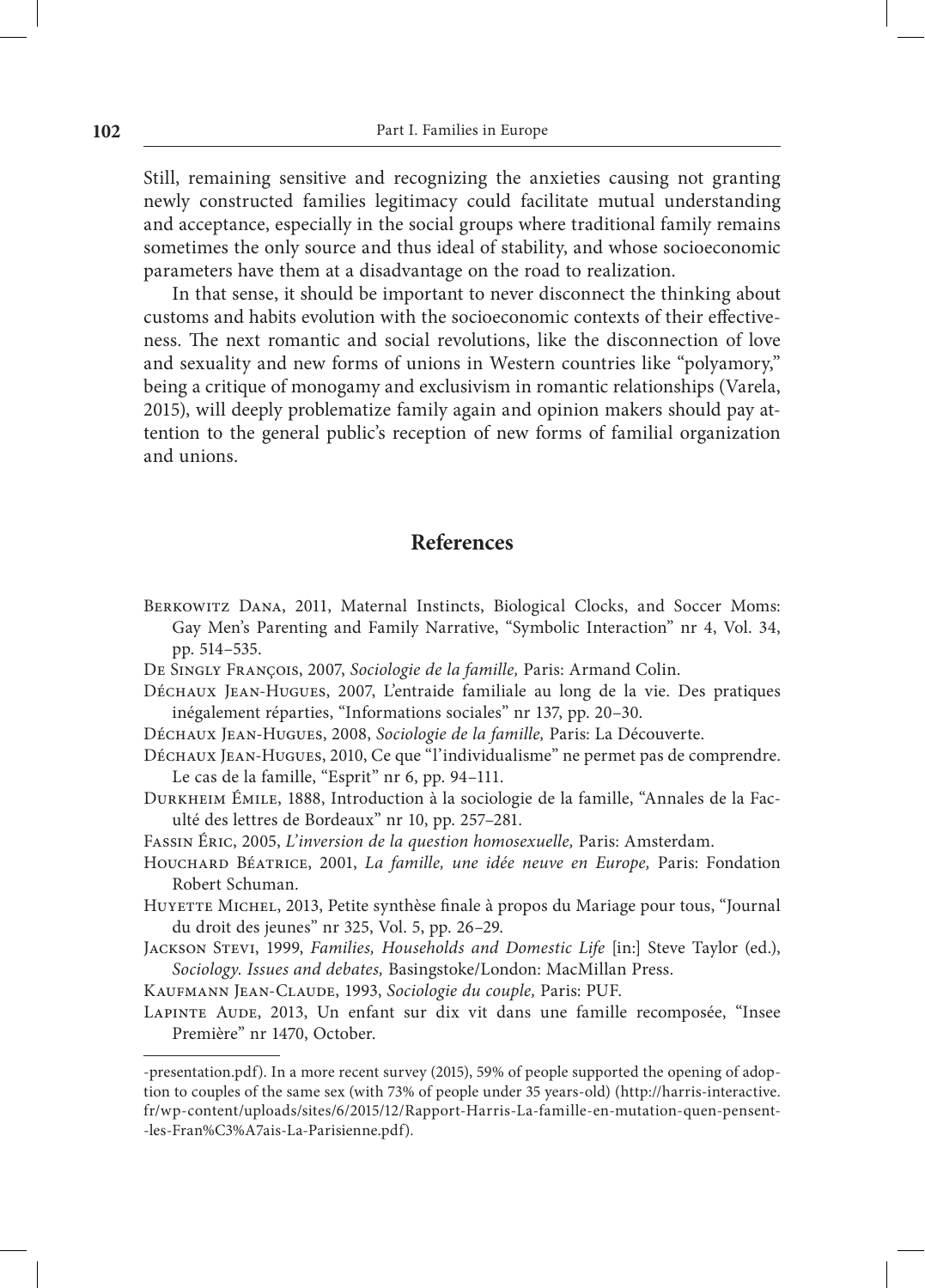Still, remaining sensitive and recognizing the anxieties causing not granting newly constructed families legitimacy could facilitate mutual understanding and acceptance, especially in the social groups where traditional family remains sometimes the only source and thus ideal of stability, and whose socioeconomic parameters have them at a disadvantage on the road to realization.

In that sense, it should be important to never disconnect the thinking about customs and habits evolution with the socioeconomic contexts of their effectiveness. The next romantic and social revolutions, like the disconnection of love and sexuality and new forms of unions in Western countries like "polyamory," being a critique of monogamy and exclusivism in romantic relationships (Varela, 2015), will deeply problematize family again and opinion makers should pay attention to the general public's reception of new forms of familial organization and unions.

## References

Berkowitz Dana, 2011, Maternal Instincts, Biological Clocks, and Soccer Moms: Gay Men's Parenting and Family Narrative, "Symbolic Interaction" nr 4, Vol. 34, pp. 514–535.

De Singly François, 2007, *Sociologie de la famille,* Paris: Armand Colin.

Déchaux Jean-Hugues, 2007, L'entraide familiale au long de la vie. Des pratiques inégalement réparties, "Informations sociales" nr 137, pp. 20–30.

Déchaux Jean-Hugues, 2008, *Sociologie de la famille,* Paris: La Découverte.

Déchaux Jean-Hugues, 2010, Ce que "l'individualisme" ne permet pas de comprendre. Le cas de la famille, "Esprit" nr 6, pp. 94–111.

Durkheim Émile, 1888, Introduction à la sociologie de la famille, "Annales de la Faculté des lettres de Bordeaux" nr 10, pp. 257–281.

Fassin Éric, 2005, *L'inversion de la question homosexuelle,* Paris: Amsterdam.

Houchard Béatrice, 2001, *La famille, une idée neuve en Europe,* Paris: Fondation Robert Schuman.

Huyette Michel, 2013, Petite synthèse finale à propos du Mariage pour tous, "Journal du droit des jeunes" nr 325, Vol. 5, pp. 26–29.

Jackson Stevi, 1999, *Families, Households and Domestic Life* [in:] Steve Taylor (ed.), *Sociology. Issues and debates,* Basingstoke/London: MacMillan Press.

Kaufmann Jean-Claude, 1993, *Sociologie du couple,* Paris: PUF.

Lapinte Aude, 2013, Un enfant sur dix vit dans une famille recomposée, "Insee Première" nr 1470, October.

---

-presentation.pdf). In a more recent survey (2015), 59% of people supported the opening of adoption to couples of the same sex (with 73% of people under 35 years-old) (http://harris-interactive.fr/wp-content/uploads/sites/6/2015/12/Rapport-Harris-La-famille-en-mutation-quen-pensent--les-Fran%C3%A7ais-La-Parisienne.pdf).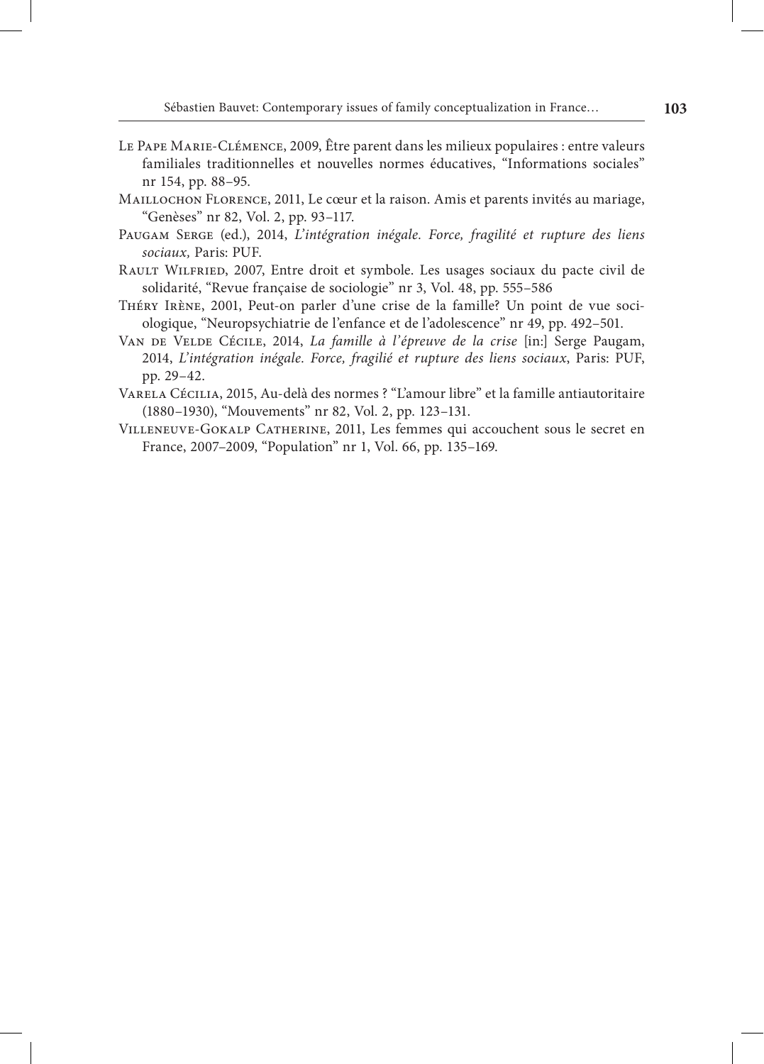Le Pape Marie-Clémence, 2009, Être parent dans les milieux populaires : entre valeurs familiales traditionnelles et nouvelles normes éducatives, "Informations sociales" nr 154, pp. 88–95.

Maillochon Florence, 2011, Le cœur et la raison. Amis et parents invités au mariage, "Genèses" nr 82, Vol. 2, pp. 93–117.

Paugam Serge (ed.), 2014, *L'intégration inégale. Force, fragilité et rupture des liens sociaux,* Paris: PUF.

Rault Wilfried, 2007, Entre droit et symbole. Les usages sociaux du pacte civil de solidarité, "Revue française de sociologie" nr 3, Vol. 48, pp. 555–586

Théry Irène, 2001, Peut-on parler d'une crise de la famille? Un point de vue sociologique, "Neuropsychiatrie de l'enfance et de l'adolescence" nr 49, pp. 492–501.

Van de Velde Cécile, 2014, *La famille à l'épreuve de la crise* [in:] Serge Paugam, 2014, *L'intégration inégale. Force, fragilié et rupture des liens sociaux*, Paris: PUF, pp. 29–42.

Varela Cécilia, 2015, Au-delà des normes ? "L'amour libre" et la famille antiautoritaire (1880–1930), "Mouvements" nr 82, Vol. 2, pp. 123–131.

Villeneuve-Gokalp Catherine, 2011, Les femmes qui accouchent sous le secret en France, 2007–2009, "Population" nr 1, Vol. 66, pp. 135–169.